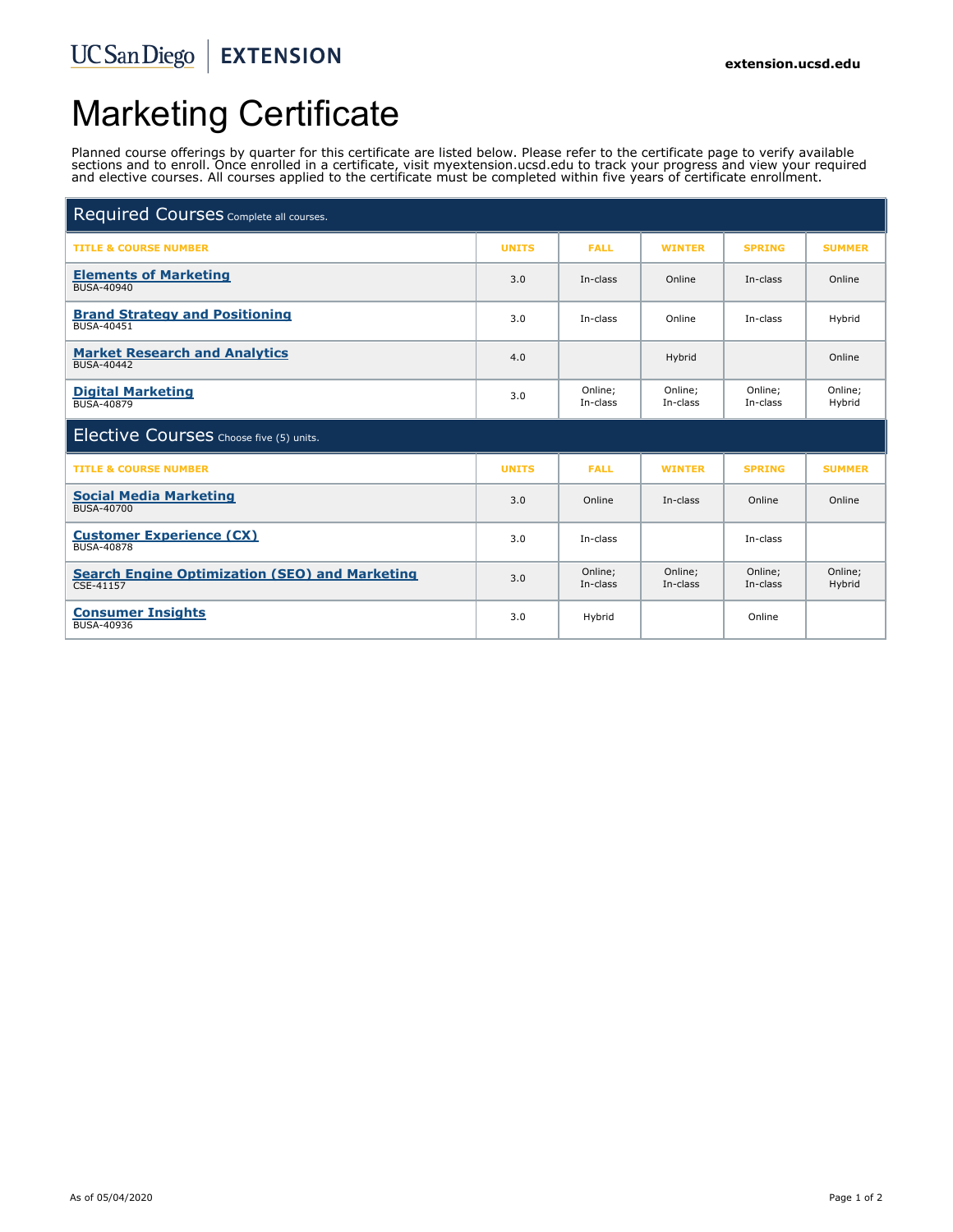UC San Diego | EXTENSION

extension.ucsd.edu

# Marketing Certificate

Planned course offerings by quarter for this certificate are listed below. Please refer to the certificate page to verify available sections and to enroll. Once enrolled in a certificate, visit myextension.ucsd.edu to track your progress and view your required and elective courses. All courses applied to the certificate must be completed within five years of certificate enrollment.

## Required Courses Complete all courses.

| TITLE & COURSE NUMBER | UNITS | FALL | WINTER | SPRING | SUMMER |
|---|---|---|---|---|---|
| **Elements of Marketing** BUSA-40940 | 3.0 | In-class | Online | In-class | Online |
| **Brand Strategy and Positioning** BUSA-40451 | 3.0 | In-class | Online | In-class | Hybrid |
| **Market Research and Analytics** BUSA-40442 | 4.0 | | Hybrid | | Online |
| **Digital Marketing** BUSA-40879 | 3.0 | Online; In-class | Online; In-class | Online; In-class | Online; Hybrid |

## Elective Courses Choose five (5) units.

| TITLE & COURSE NUMBER | UNITS | FALL | WINTER | SPRING | SUMMER |
|---|---|---|---|---|---|
| **Social Media Marketing** BUSA-40700 | 3.0 | Online | In-class | Online | Online |
| **Customer Experience (CX)** BUSA-40878 | 3.0 | In-class | | In-class | |
| **Search Engine Optimization (SEO) and Marketing** CSE-41157 | 3.0 | Online; In-class | Online; In-class | Online; In-class | Online; Hybrid |
| **Consumer Insights** BUSA-40936 | 3.0 | Hybrid | | Online | |

As of 05/04/2020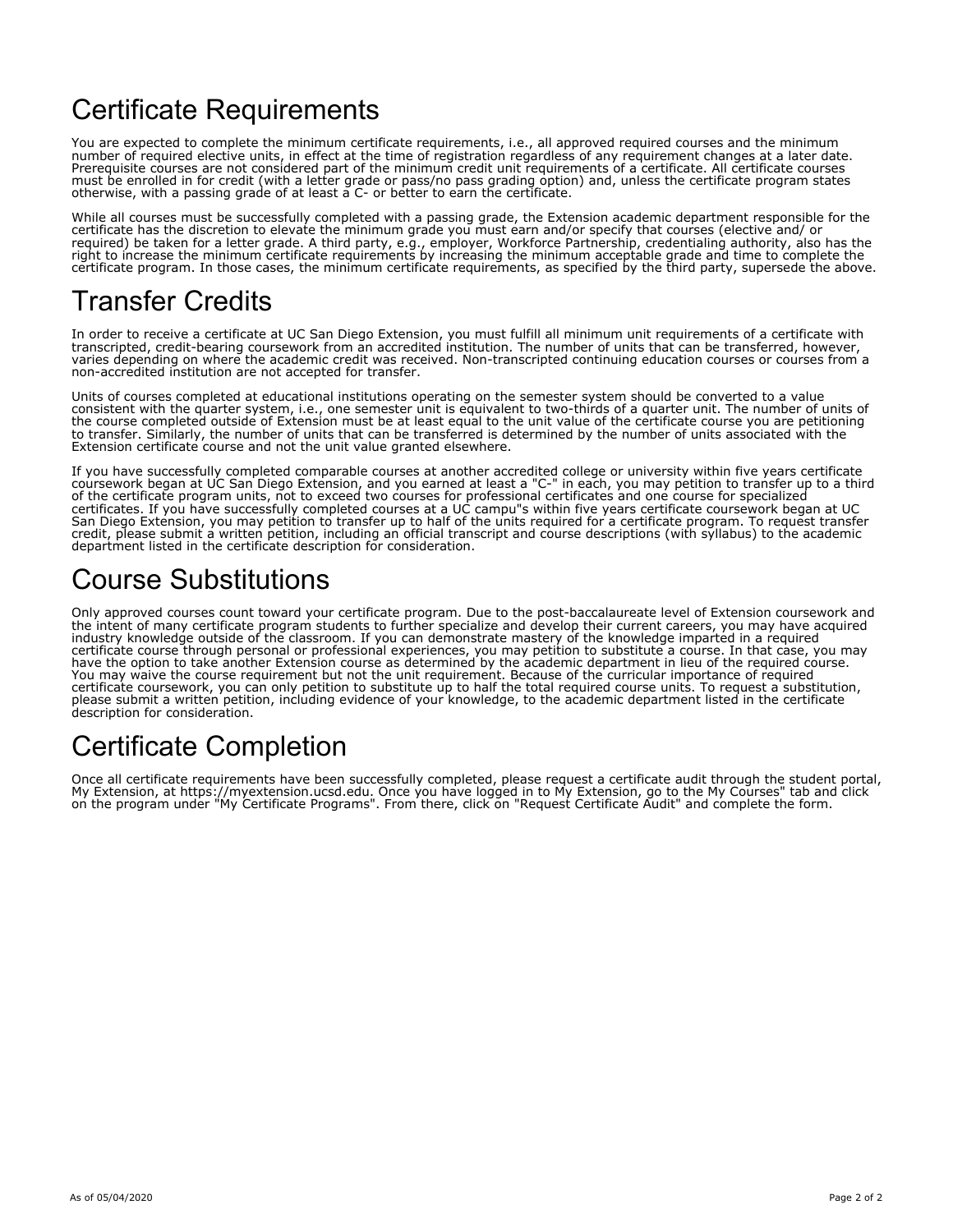# Certificate Requirements

You are expected to complete the minimum certificate requirements, i.e., all approved required courses and the minimum number of required elective units, in effect at the time of registration regardless of any requirement changes at a later date. Prerequisite courses are not considered part of the minimum credit unit requirements of a certificate. All certificate courses must be enrolled in for credit (with a letter grade or pass/no pass grading option) and, unless the certificate program states otherwise, with a passing grade of at least a C- or better to earn the certificate.

While all courses must be successfully completed with a passing grade, the Extension academic department responsible for the certificate has the discretion to elevate the minimum grade you must earn and/or specify that courses (elective and/ or required) be taken for a letter grade. A third party, e.g., employer, Workforce Partnership, credentialing authority, also has the right to increase the minimum certificate requirements by increasing the minimum acceptable grade and time to complete the certificate program. In those cases, the minimum certificate requirements, as specified by the third party, supersede the above.

# Transfer Credits

In order to receive a certificate at UC San Diego Extension, you must fulfill all minimum unit requirements of a certificate with transcripted, credit-bearing coursework from an accredited institution. The number of units that can be transferred, however, varies depending on where the academic credit was received. Non-transcripted continuing education courses or courses from a non-accredited institution are not accepted for transfer.

Units of courses completed at educational institutions operating on the semester system should be converted to a value consistent with the quarter system, i.e., one semester unit is equivalent to two-thirds of a quarter unit. The number of units of the course completed outside of Extension must be at least equal to the unit value of the certificate course you are petitioning to transfer. Similarly, the number of units that can be transferred is determined by the number of units associated with the Extension certificate course and not the unit value granted elsewhere.

If you have successfully completed comparable courses at another accredited college or university within five years certificate coursework began at UC San Diego Extension, and you earned at least a "C-" in each, you may petition to transfer up to a third of the certificate program units, not to exceed two courses for professional certificates and one course for specialized certificates. If you have successfully completed courses at a UC campu"s within five years certificate coursework began at UC San Diego Extension, you may petition to transfer up to half of the units required for a certificate program. To request transfer credit, please submit a written petition, including an official transcript and course descriptions (with syllabus) to the academic department listed in the certificate description for consideration.

# Course Substitutions

Only approved courses count toward your certificate program. Due to the post-baccalaureate level of Extension coursework and the intent of many certificate program students to further specialize and develop their current careers, you may have acquired industry knowledge outside of the classroom. If you can demonstrate mastery of the knowledge imparted in a required certificate course through personal or professional experiences, you may petition to substitute a course. In that case, you may have the option to take another Extension course as determined by the academic department in lieu of the required course. You may waive the course requirement but not the unit requirement. Because of the curricular importance of required certificate coursework, you can only petition to substitute up to half the total required course units. To request a substitution, please submit a written petition, including evidence of your knowledge, to the academic department listed in the certificate description for consideration.

# Certificate Completion

Once all certificate requirements have been successfully completed, please request a certificate audit through the student portal, My Extension, at https://myextension.ucsd.edu. Once you have logged in to My Extension, go to the My Courses" tab and click on the program under "My Certificate Programs". From there, click on "Request Certificate Audit" and complete the form.

As of 05/04/2020